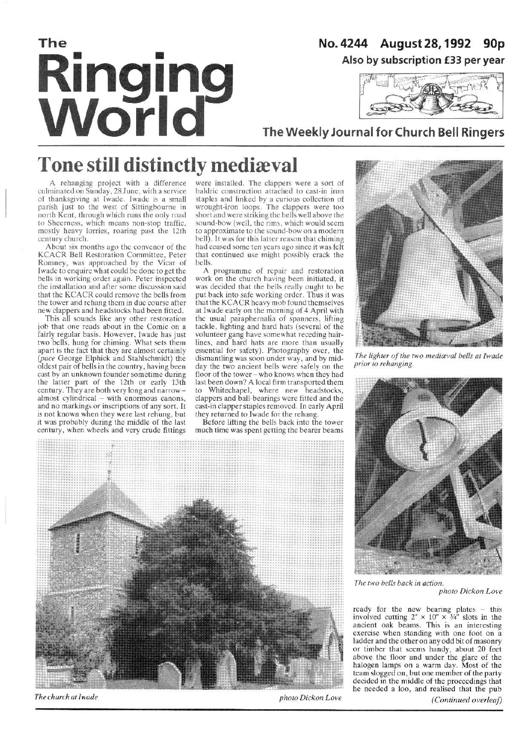# The Ringing World

**No. 4244 August 28, 1992 90p**

**Also by subscription £33 per year**

**The Weekly Journal for Church Bell Ringers**

# Tone still distinctly mediæval

A rehanging project with a difference culminated on Sunday, 28 June, with a service of thanksgiving at Iwade. Iwade is a small parish just to the west of Sittingbourne in north Kent, through which runs the only road to Sheerness, which means non-stop traffic, mostly heavy lorries, roaring past the 12th century church.

About six months ago the convenor of the KCACR Bell Restoration Committee, Peter Romney, was approached by the Vicar of Iwade to enquire what could be done to get the bells in working order again. Peter inspected the installation and after some discussion said that the KCACR could remove the bells from the tower and rehang them in due course after new clappers and headstocks had been fitted.

This all sounds like any other restoration job that one reads about in the Comic on a fairly regular basis. However, Iwade has just two bells, hung for chiming. What sets them apart is the fact that they are almost certainly (*pace* George Elphick and Stahlschmidt) the oldest pair of bells in the country, having been cast by an unknown founder sometime during the latter part of the 12th or early 13th century. They are both very long and narrow – almost cylindrical – with enormous canons, and no markings or inscriptions of any sort. It is not known when they were last rehung, but it was probably during the middle of the last century, when wheels and very crude fittings were installed. The clappers were a sort of baldric construction attached to cast-in iron staples and linked by a curious collection of wrought-iron loops. The clappers were too short and were striking the bells well above the sound-bow (well, the rims, which would seem to approximate to the sound-bow on a modern bell). It was for this latter reason that chiming had ceased some ten years ago since it was felt that continued use might possibly crack the bells.

A programme of repair and restoration work on the church having been initiated, it was decided that the bells really ought to be put back into safe working order. Thus it was that the KCACR heavy mob found themselves at Iwade early on the morning of 4 April with the usual paraphernalia of spanners, lifting tackle, lighting and hard hats (several of the volunteer gang have somewhat receding hair-lines, and hard hats are more than usually essential for safety). Photography over, the dismantling was soon under way, and by mid-day the two ancient bells were safely on the floor of the tower – who knows when they had last been down? A local firm transported them to Whitechapel, where new headstocks, clappers and ball-bearings were fitted and the cast-in clapper staples removed. In early April they returned to Iwade for the rehang.

Before lifting the bells back into the tower much time was spent getting the bearer beams ready for the new bearing plates – this involved cutting 2″ × 10″ × ¾″ slots in the ancient oak beams. This is an interesting exercise when standing with one foot on a ladder and the other on any odd bit of masonry or timber that seems handy, about 20 feet above the floor and under the glare of the halogen lamps on a warm day. Most of the team slogged on, but one member of the party decided in the middle of the proceedings that he needed a loo, and realised that the pub

*(Continued overleaf)*

*The lighter of the two mediæval bells at Iwade prior to rehanging.*

*The two bells back in action.*
*photo Dickon Love*

*The church at Iwade* *photo Dickon Love*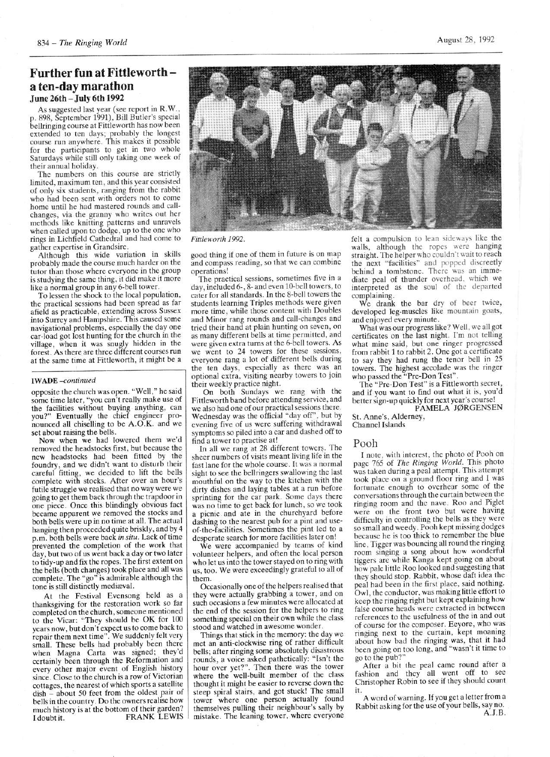# Further fun at Fittleworth – a ten-day marathon

**June 26th – July 6th 1992**

As suggested last year (see report in R.W., p. 898, September 1991), Bill Butler's special bellringing course at Fittleworth has now been extended to ten days; probably the longest course run anywhere. This makes it possible for the participants to get in two whole Saturdays while still only taking one week of their annual holiday.

The numbers on this course are strictly limited, maximum ten, and this year consisted of only six students, ranging from the rabbit who had been sent with orders not to come home until he had mastered rounds and call-changes, via the granny who writes out her methods like knitting patterns and unravels when called upon to dodge, up to the one who rings in Lichfield Cathedral and had come to gather expertise in Grandsire.

Although this wide variation in skills probably made the course much harder on the tutor than those where everyone in the group is studying the same thing, it did make it more like a normal group in any 6-bell tower.

To lessen the shock to the local population, the practical sessions had been spread as far afield as practicable, extending across Sussex into Surrey and Hampshire. This caused some navigational problems, especially the day one car-load got lost hunting for the church in the village, when it was snugly hidden in the forest. As there are three different courses run at the same time at Fittleworth, it might be a good thing if one of them in future is on map and compass reading, so that we can combine operations!

*Fittleworth 1992.*

The practical sessions, sometimes five in a day, included 6-, 8- and even 10-bell towers, to cater for all standards. In the 8-bell towers the students learning Triples methods were given more time, while those content with Doubles and Minor rang rounds and call-changes and tried their hand at plain hunting on seven, on as many different bells at time permitted, and were given extra turns at the 6-bell towers. As we went to 24 towers for these sessions, everyone rang a lot of different bells during the ten days, especially as there was an optional extra, visiting nearby towers to join their weekly practice night.

On both Sundays we rang with the Fittleworth band before attending service, and we also had one of our practical sessions there. Wednesday was the official "day off", but by evening five of us were suffering withdrawal symptoms so piled into a car and dashed off to find a tower to practise at!

In all we rang at 28 different towers. The sheer numbers of visits meant living life in the fast lane for the whole course. It was a normal sight to see the bellringers swallowing the last mouthful on the way to the kitchen with the dirty dishes and laying tables at a run before sprinting for the car park. Some days there was no time to get back for lunch, so we took a picnic and ate in the churchyard before dashing to the nearest pub for a pint and use-of-the-facilities. Sometimes the pint led to a desperate search for more facilities later on!

We were accompanied by teams of kind volunteer helpers, and often the local person who let us into the tower stayed on to ring with us, too. We were exceedingly grateful to all of them.

Occasionally one of the helpers realised that they were actually grabbing a tower, and on such occasions a few minutes were allocated at the end of the session for the helpers to ring something special on their own while the class stood and watched in awesome wonder.

Things that stick in the memory: the day we met an anti-clockwise ring of rather difficult bells; after ringing some absolutely disastrous rounds, a voice asked pathetically: "Isn't the hour over yet?". Then there was the tower where the well-built member of the class thought it might be easier to reverse down the steep spiral stairs, and got stuck! The small tower where one person actually found themselves pulling their neighbour's sally by mistake. The leaning tower, where everyone felt a compulsion to lean sideways like the walls, although the ropes were hanging straight. The helper who couldn't wait to reach the next "facilities" and popped discreetly behind a tombstone. There was an immediate peal of thunder overhead, which we interpreted as the soul of the departed complaining.

We drank the bar dry of beer twice, developed leg-muscles like mountain goats, and enjoyed every minute.

What was our progress like? Well, we all got certificates on the last night. I'm not telling what mine said, but one ringer progressed from rabbit 1 to rabbit 2. One got a certificate to say they had rung the tenor bell in 25 towers. The highest accolade was the ringer who passed the "Pre-Don Test".

The "Pre-Don Test" is a Fittleworth secret, and if you want to find out what it is, you'd better sign-up quickly for next year's course!

PAMELA JØRGENSEN

St. Anne's, Alderney,
Channel Islands

## IWADE – *continued*

opposite the church was open. "Well," he said some time later, "you can't really make use of the facilities without buying anything, can you?" Eventually the chief engineer pronounced all chiselling to be A.O.K. and we set about raising the bells.

Now when we had lowered them we'd removed the headstocks first, but because the new headstocks had been fitted by the foundry, and we didn't want to disturb their careful fitting, we decided to lift the bells complete with stocks. After over an hour's futile struggle we realised that no way were we going to get them back through the trapdoor in one piece. Once this blindingly obvious fact became apparent we removed the stocks and both bells were up in no time at all. The actual hanging then proceeded quite briskly, and by 4 p.m. both bells were back *in situ*. Lack of time prevented the completion of the work that day, but two of us went back a day or two later to tidy-up and fix the ropes. The first extent on the bells (both changes) took place and all was complete. The "go" is admirable although the tone is still distinctly mediæval.

At the Festival Evensong held as a thanksgiving for the restoration work so far completed on the church, someone mentioned to the Vicar: "They should be OK for 100 years now, but don't expect us to come back to repair them next time". We suddenly felt very small. These bells had probably been there when Magna Carta was signed; they'd certainly been through the Reformation and every other major event of English history since. Close to the church is a row of Victorian cottages, the nearest of which sports a satellite dish – about 50 feet from the oldest pair of bells in the country. Do the owners realise how much history is at the bottom of their garden? I doubt it.

FRANK LEWIS

## Pooh

I note, with interest, the photo of Pooh on page 765 of *The Ringing World*. This photo was taken during a peal attempt. This attempt took place on a ground floor ring and I was fortunate enough to overhear some of the conversations through the curtain between the ringing room and the nave. Roo and Piglet were on the front two but were having difficulty in controlling the bells as they were so small and weedy. Pooh kept missing dodges because he is too thick to remember the blue line, Tigger was bouncing all round the ringing room singing a song about how wonderful tiggers are while Kanga kept going on about how pale little Roo looked and suggesting that they should stop. Rabbit, whose daft idea the peal had been in the first place, said nothing. Owl, the conductor, was making little effort to keep the ringing right but kept explaining how false course heads were extracted in between references to the usefulness of the in and out of course for the composer. Eeyore, who was ringing next to the curtain, kept moaning about how bad the ringing was, that it had been going on too long, and "wasn't it time to go to the pub?"

After a bit the peal came round after a fashion and they all went off to see Christopher Robin to see if they should count it.

A word of warning. If you get a letter from a Rabbit asking for the use of your bells, say no.

A.J.B.